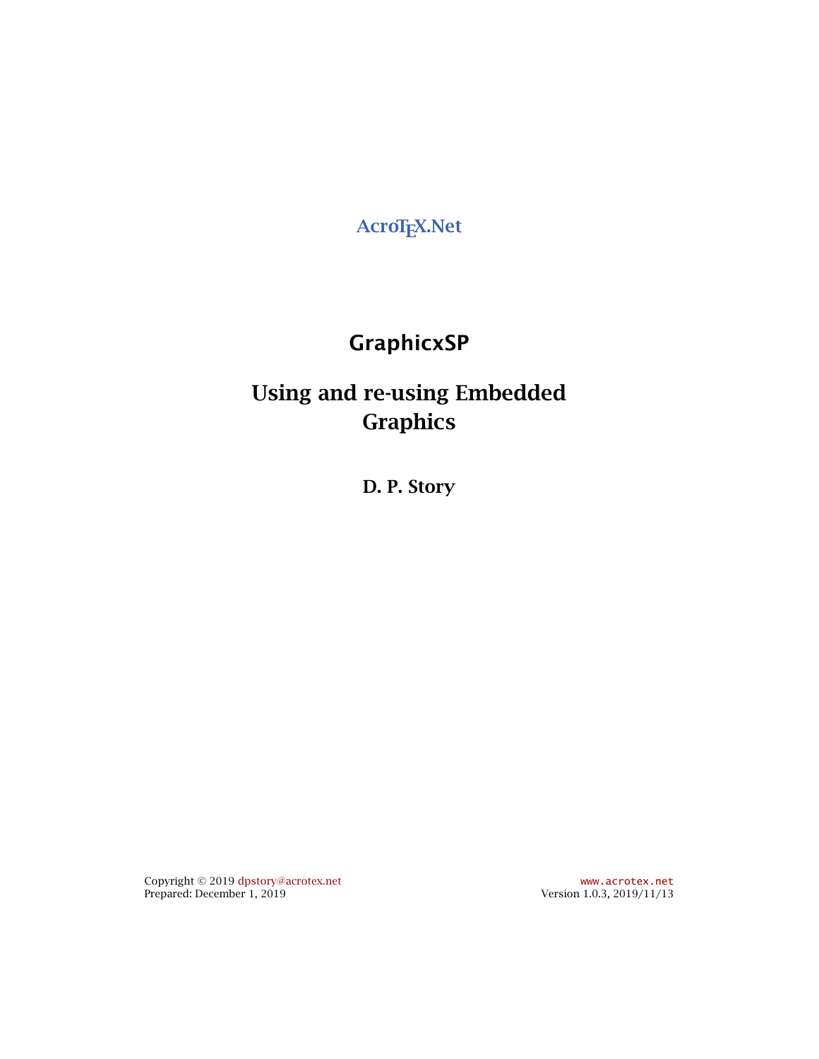AcroTEX.Net

# GraphicxSP

## Using and re-using Embedded Graphics

**D. P. Story**

Copyright © 2019 dpstory@acrotex.net
Prepared: December 1, 2019

www.acrotex.net
Version 1.0.3, 2019/11/13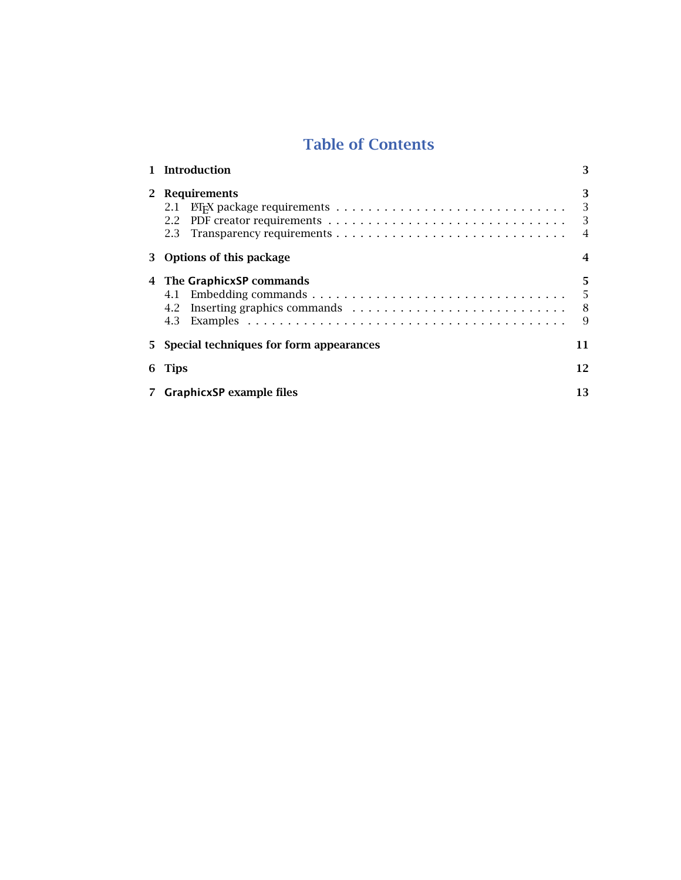# Table of Contents

**1 Introduction** **3**

**2 Requirements** **3**

- 2.1 LaTeX package requirements . . . . . . . . . . . . . . . . . . . . . . . . . . . . . 3
- 2.2 PDF creator requirements . . . . . . . . . . . . . . . . . . . . . . . . . . . . . 3
- 2.3 Transparency requirements . . . . . . . . . . . . . . . . . . . . . . . . . . . . . 4

**3 Options of this package** **4**

**4 The GraphicxSP commands** **5**

- 4.1 Embedding commands . . . . . . . . . . . . . . . . . . . . . . . . . . . . . . . . 5
- 4.2 Inserting graphics commands . . . . . . . . . . . . . . . . . . . . . . . . . . . 8
- 4.3 Examples . . . . . . . . . . . . . . . . . . . . . . . . . . . . . . . . . . . . . . . . 9

**5 Special techniques for form appearances** **11**

**6 Tips** **12**

**7 GraphicxSP example files** **13**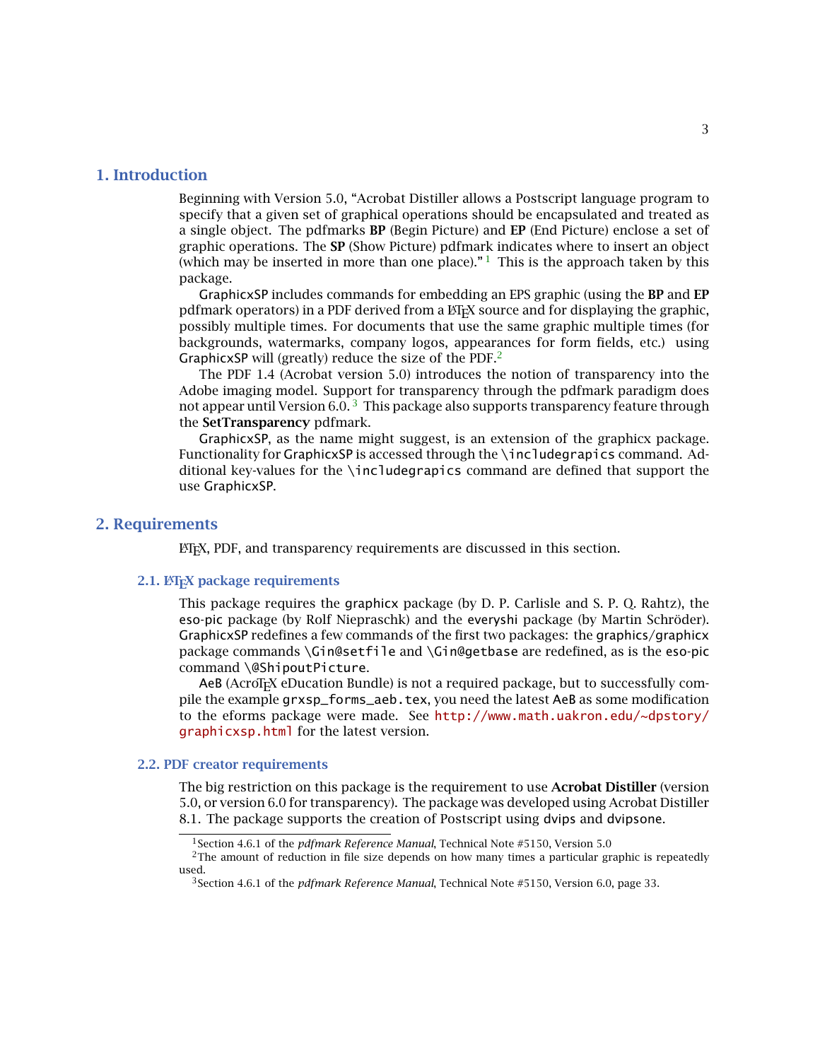# 1. Introduction

Beginning with Version 5.0, "Acrobat Distiller allows a Postscript language program to specify that a given set of graphical operations should be encapsulated and treated as a single object. The pdfmarks **BP** (Begin Picture) and **EP** (End Picture) enclose a set of graphic operations. The **SP** (Show Picture) pdfmark indicates where to insert an object (which may be inserted in more than one place)." [1] This is the approach taken by this package.

GraphicxSP includes commands for embedding an EPS graphic (using the **BP** and **EP** pdfmark operators) in a PDF derived from a LaTeX source and for displaying the graphic, possibly multiple times. For documents that use the same graphic multiple times (for backgrounds, watermarks, company logos, appearances for form fields, etc.) using GraphicxSP will (greatly) reduce the size of the PDF.[2]

The PDF 1.4 (Acrobat version 5.0) introduces the notion of transparency into the Adobe imaging model. Support for transparency through the pdfmark paradigm does not appear until Version 6.0. [3] This package also supports transparency feature through the **SetTransparency** pdfmark.

GraphicxSP, as the name might suggest, is an extension of the graphicx package. Functionality for GraphicxSP is accessed through the `\includegrapics` command. Additional key-values for the `\includegrapics` command are defined that support the use GraphicxSP.

# 2. Requirements

LaTeX, PDF, and transparency requirements are discussed in this section.

## 2.1. LaTeX package requirements

This package requires the graphicx package (by D. P. Carlisle and S. P. Q. Rahtz), the eso-pic package (by Rolf Niepraschk) and the everyshi package (by Martin Schröder). GraphicxSP redefines a few commands of the first two packages: the graphics/graphicx package commands `\Gin@setfile` and `\Gin@getbase` are redefined, as is the eso-pic command `\@ShipoutPicture`.

AeB (AcroTeX eDucation Bundle) is not a required package, but to successfully compile the example `grxsp_forms_aeb.tex`, you need the latest AeB as some modification to the eforms package were made. See `http://www.math.uakron.edu/~dpstory/graphicxsp.html` for the latest version.

## 2.2. PDF creator requirements

The big restriction on this package is the requirement to use **Acrobat Distiller** (version 5.0, or version 6.0 for transparency). The package was developed using Acrobat Distiller 8.1. The package supports the creation of Postscript using dvips and dvipsone.

---

[1] Section 4.6.1 of the *pdfmark Reference Manual*, Technical Note #5150, Version 5.0

[2] The amount of reduction in file size depends on how many times a particular graphic is repeatedly used.

[3] Section 4.6.1 of the *pdfmark Reference Manual*, Technical Note #5150, Version 6.0, page 33.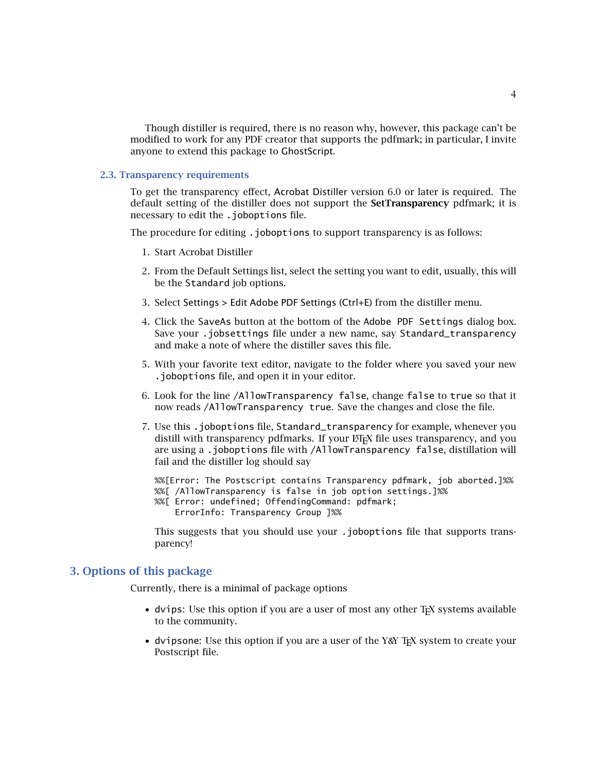Though distiller is required, there is no reason why, however, this package can't be modified to work for any PDF creator that supports the pdfmark; in particular, I invite anyone to extend this package to GhostScript.

### 2.3. Transparency requirements

To get the transparency effect, Acrobat Distiller version 6.0 or later is required. The default setting of the distiller does not support the **SetTransparency** pdfmark; it is necessary to edit the `.joboptions` file.

The procedure for editing `.joboptions` to support transparency is as follows:

1. Start Acrobat Distiller
2. From the Default Settings list, select the setting you want to edit, usually, this will be the `Standard` job options.
3. Select Settings > Edit Adobe PDF Settings (Ctrl+E) from the distiller menu.
4. Click the `SaveAs` button at the bottom of the `Adobe PDF Settings` dialog box. Save your `.jobsettings` file under a new name, say `Standard_transparency` and make a note of where the distiller saves this file.
5. With your favorite text editor, navigate to the folder where you saved your new `.joboptions` file, and open it in your editor.
6. Look for the line `/AllowTransparency false`, change `false` to `true` so that it now reads `/AllowTransparency true`. Save the changes and close the file.
7. Use this `.joboptions` file, `Standard_transparency` for example, whenever you distill with transparency pdfmarks. If your LaTeX file uses transparency, and you are using a `.joboptions` file with `/AllowTransparency false`, distillation will fail and the distiller log should say

   ```
   %%[Error: The Postscript contains Transparency pdfmark, job aborted.]%%
   %%[ /AllowTransparency is false in job option settings.]%%
   %%[ Error: undefined; OffendingCommand: pdfmark;
       ErrorInfo: Transparency Group ]%%
   ```

   This suggests that you should use your `.joboptions` file that supports transparency!

## 3. Options of this package

Currently, there is a minimal of package options

- `dvips`: Use this option if you are a user of most any other TeX systems available to the community.
- `dvipsone`: Use this option if you are a user of the Y&Y TeX system to create your Postscript file.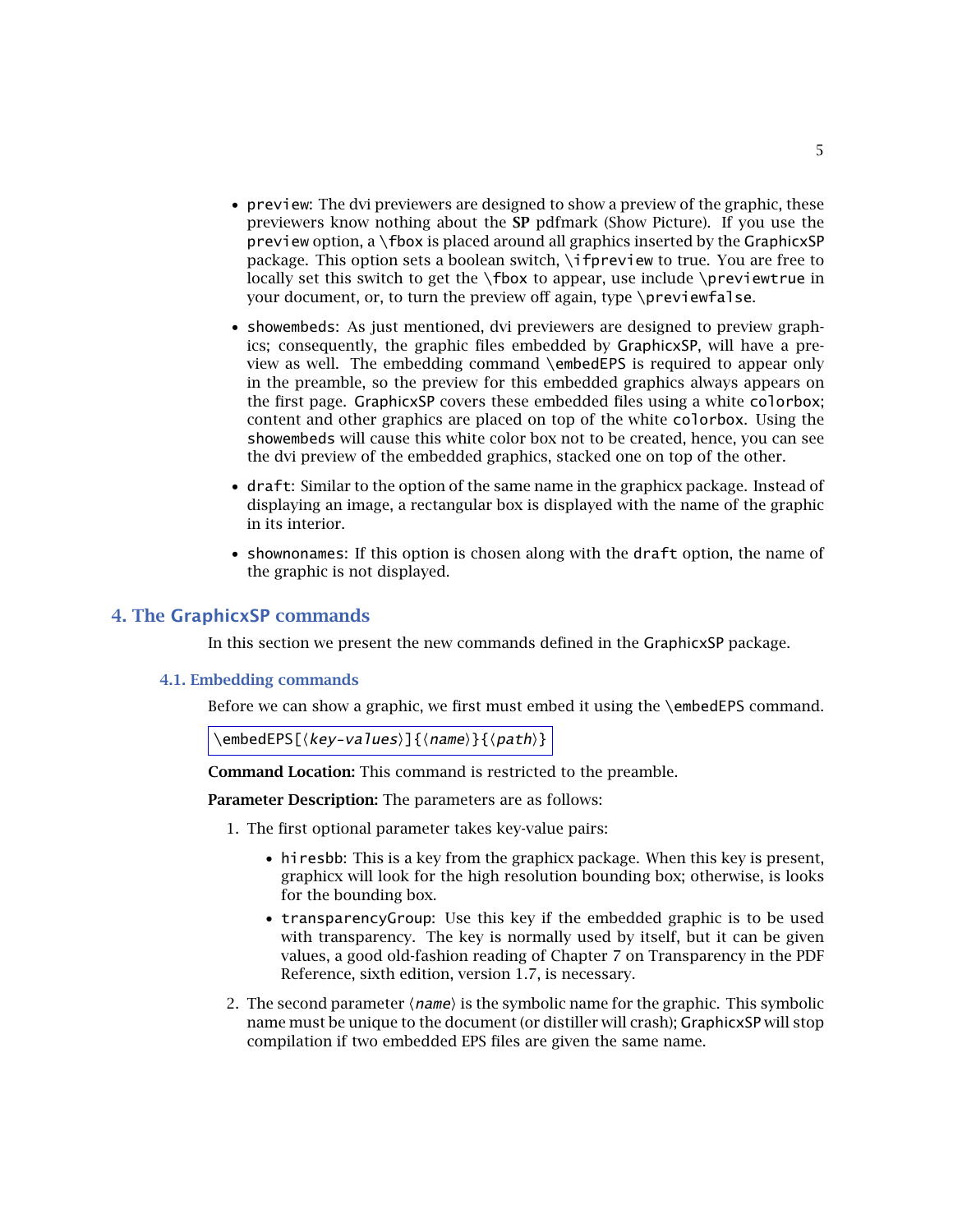- `preview`: The dvi previewers are designed to show a preview of the graphic, these previewers know nothing about the **SP** pdfmark (Show Picture). If you use the `preview` option, a `\fbox` is placed around all graphics inserted by the GraphicxSP package. This option sets a boolean switch, `\ifpreview` to true. You are free to locally set this switch to get the `\fbox` to appear, use include `\previewtrue` in your document, or, to turn the preview off again, type `\previewfalse`.

- `showembeds`: As just mentioned, dvi previewers are designed to preview graphics; consequently, the graphic files embedded by GraphicxSP, will have a preview as well. The embedding command `\embedEPS` is required to appear only in the preamble, so the preview for this embedded graphics always appears on the first page. GraphicxSP covers these embedded files using a white `colorbox`; content and other graphics are placed on top of the white `colorbox`. Using the `showembeds` will cause this white color box not to be created, hence, you can see the dvi preview of the embedded graphics, stacked one on top of the other.

- `draft`: Similar to the option of the same name in the graphicx package. Instead of displaying an image, a rectangular box is displayed with the name of the graphic in its interior.

- `shownonames`: If this option is chosen along with the `draft` option, the name of the graphic is not displayed.

## 4. The GraphicxSP commands

In this section we present the new commands defined in the GraphicxSP package.

### 4.1. Embedding commands

Before we can show a graphic, we first must embed it using the `\embedEPS` command.

```
\embedEPS[⟨key-values⟩]{⟨name⟩}{⟨path⟩}
```

**Command Location:** This command is restricted to the preamble.

**Parameter Description:** The parameters are as follows:

1. The first optional parameter takes key-value pairs:
   - `hiresbb`: This is a key from the graphicx package. When this key is present, graphicx will look for the high resolution bounding box; otherwise, is looks for the bounding box.
   - `transparencyGroup`: Use this key if the embedded graphic is to be used with transparency. The key is normally used by itself, but it can be given values, a good old-fashion reading of Chapter 7 on Transparency in the PDF Reference, sixth edition, version 1.7, is necessary.
2. The second parameter ⟨*name*⟩ is the symbolic name for the graphic. This symbolic name must be unique to the document (or distiller will crash); GraphicxSP will stop compilation if two embedded EPS files are given the same name.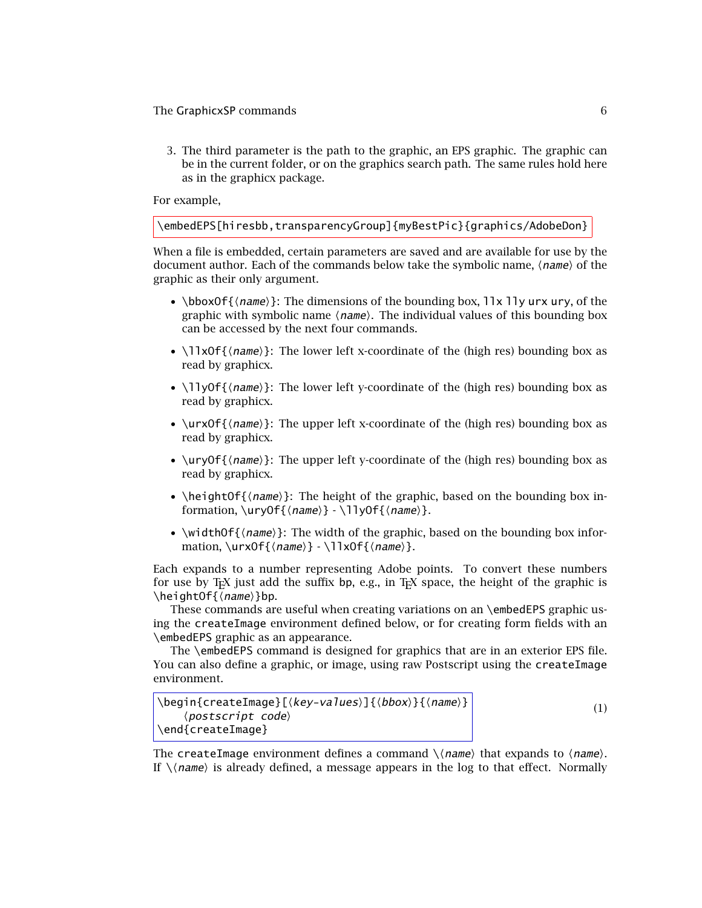3. The third parameter is the path to the graphic, an EPS graphic. The graphic can be in the current folder, or on the graphics search path. The same rules hold here as in the graphicx package.

For example,

```
\embedEPS[hiresbb,transparencyGroup]{myBestPic}{graphics/AdobeDon}
```

When a file is embedded, certain parameters are saved and are available for use by the document author. Each of the commands below take the symbolic name, ⟨*name*⟩ of the graphic as their only argument.

- `\bboxOf{`⟨*name*⟩`}`: The dimensions of the bounding box, `llx lly urx ury`, of the graphic with symbolic name ⟨*name*⟩. The individual values of this bounding box can be accessed by the next four commands.
- `\llxOf{`⟨*name*⟩`}`: The lower left x-coordinate of the (high res) bounding box as read by graphicx.
- `\llyOf{`⟨*name*⟩`}`: The lower left y-coordinate of the (high res) bounding box as read by graphicx.
- `\urxOf{`⟨*name*⟩`}`: The upper left x-coordinate of the (high res) bounding box as read by graphicx.
- `\uryOf{`⟨*name*⟩`}`: The upper left y-coordinate of the (high res) bounding box as read by graphicx.
- `\heightOf{`⟨*name*⟩`}`: The height of the graphic, based on the bounding box information, `\uryOf{`⟨*name*⟩`}` - `\llyOf{`⟨*name*⟩`}`.
- `\widthOf{`⟨*name*⟩`}`: The width of the graphic, based on the bounding box information, `\urxOf{`⟨*name*⟩`}` - `\llxOf{`⟨*name*⟩`}`.

Each expands to a number representing Adobe points. To convert these numbers for use by TeX just add the suffix `bp`, e.g., in TeX space, the height of the graphic is `\heightOf{`⟨*name*⟩`}bp`.

These commands are useful when creating variations on an `\embedEPS` graphic using the `createImage` environment defined below, or for creating form fields with an `\embedEPS` graphic as an appearance.

The `\embedEPS` command is designed for graphics that are in an exterior EPS file. You can also define a graphic, or image, using raw Postscript using the `createImage` environment.

```
\begin{createImage}[⟨key-values⟩]{⟨bbox⟩}{⟨name⟩}
    ⟨postscript code⟩
\end{createImage}
```
(1)

The `createImage` environment defines a command `\`⟨*name*⟩ that expands to ⟨*name*⟩. If `\`⟨*name*⟩ is already defined, a message appears in the log to that effect. Normally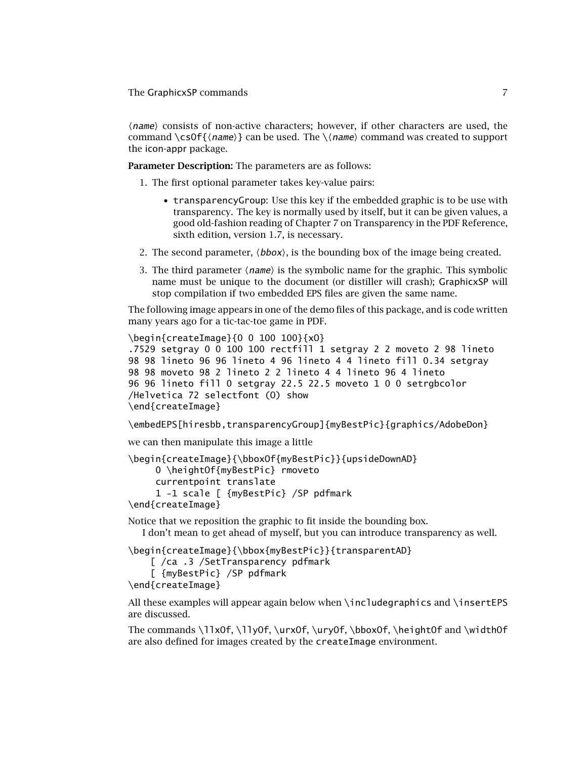⟨*name*⟩ consists of non-active characters; however, if other characters are used, the command `\csOf{⟨name⟩}` can be used. The `\⟨name⟩` command was created to support the icon-appr package.

**Parameter Description:** The parameters are as follows:

1. The first optional parameter takes key-value pairs:
   - `transparencyGroup`: Use this key if the embedded graphic is to be use with transparency. The key is normally used by itself, but it can be given values, a good old-fashion reading of Chapter 7 on Transparency in the PDF Reference, sixth edition, version 1.7, is necessary.
2. The second parameter, ⟨*bbox*⟩, is the bounding box of the image being created.
3. The third parameter ⟨*name*⟩ is the symbolic name for the graphic. This symbolic name must be unique to the document (or distiller will crash); GraphicxSP will stop compilation if two embedded EPS files are given the same name.

The following image appears in one of the demo files of this package, and is code written many years ago for a tic-tac-toe game in PDF.

```
\begin{createImage}{0 0 100 100}{xO}
.7529 setgray 0 0 100 100 rectfill 1 setgray 2 2 moveto 2 98 lineto
98 98 lineto 96 96 lineto 4 96 lineto 4 4 lineto fill 0.34 setgray
98 98 moveto 98 2 lineto 2 2 lineto 4 4 lineto 96 4 lineto
96 96 lineto fill 0 setgray 22.5 22.5 moveto 1 0 0 setrgbcolor
/Helvetica 72 selectfont (O) show
\end{createImage}
```

```
\embedEPS[hiresbb,transparencyGroup]{myBestPic}{graphics/AdobeDon}
```

we can then manipulate this image a little

```
\begin{createImage}{\bboxOf{myBestPic}}{upsideDownAD}
     0 \heightOf{myBestPic} rmoveto
     currentpoint translate
     1 -1 scale [ {myBestPic} /SP pdfmark
\end{createImage}
```

Notice that we reposition the graphic to fit inside the bounding box.

I don't mean to get ahead of myself, but you can introduce transparency as well.

```
\begin{createImage}{\bbox{myBestPic}}{transparentAD}
    [ /ca .3 /SetTransparency pdfmark
    [ {myBestPic} /SP pdfmark
\end{createImage}
```

All these examples will appear again below when `\includegraphics` and `\insertEPS` are discussed.

The commands `\llxOf`, `\llyOf`, `\urxOf`, `\uryOf`, `\bboxOf`, `\heightOf` and `\widthOf` are also defined for images created by the `createImage` environment.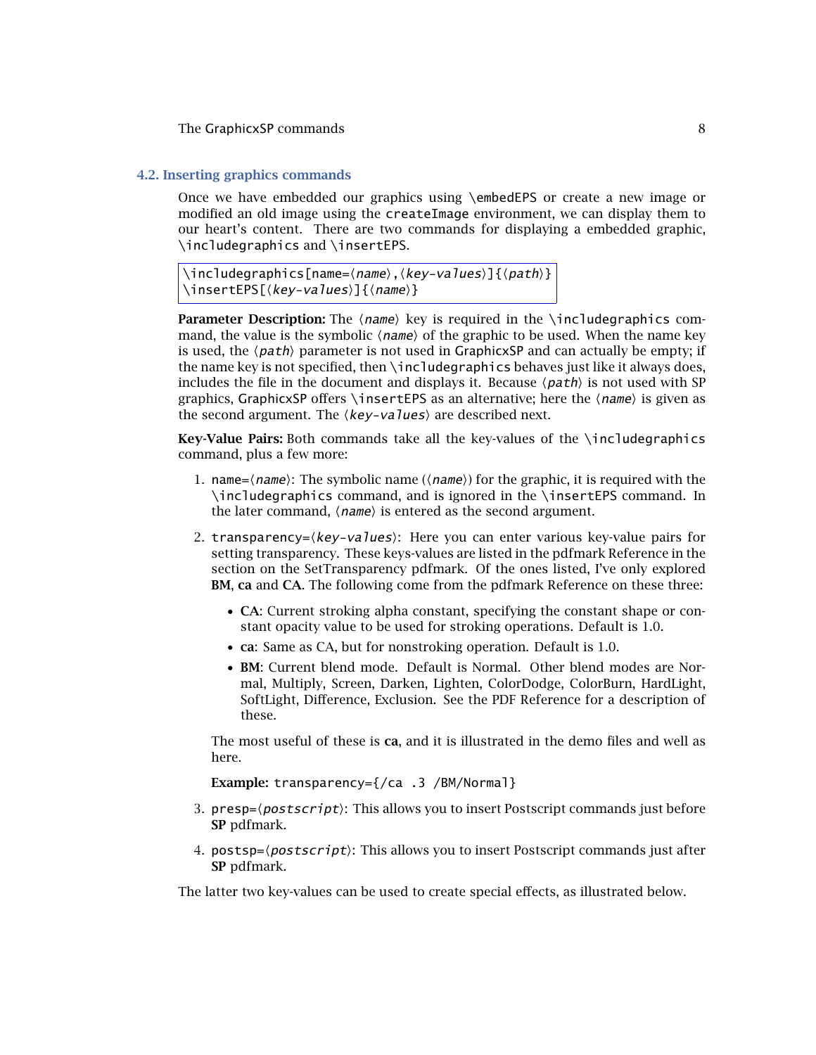## 4.2. Inserting graphics commands

Once we have embedded our graphics using \embedEPS or create a new image or modified an old image using the createImage environment, we can display them to our heart's content. There are two commands for displaying a embedded graphic, \includegraphics and \insertEPS.

```
\includegraphics[name=⟨name⟩,⟨key-values⟩]{⟨path⟩}
\insertEPS[⟨key-values⟩]{⟨name⟩}
```

**Parameter Description:** The ⟨*name*⟩ key is required in the \includegraphics command, the value is the symbolic ⟨*name*⟩ of the graphic to be used. When the name key is used, the ⟨*path*⟩ parameter is not used in GraphicxSP and can actually be empty; if the name key is not specified, then \includegraphics behaves just like it always does, includes the file in the document and displays it. Because ⟨*path*⟩ is not used with SP graphics, GraphicxSP offers \insertEPS as an alternative; here the ⟨*name*⟩ is given as the second argument. The ⟨*key-values*⟩ are described next.

**Key-Value Pairs:** Both commands take all the key-values of the \includegraphics command, plus a few more:

1. name=⟨*name*⟩: The symbolic name (⟨*name*⟩) for the graphic, it is required with the \includegraphics command, and is ignored in the \insertEPS command. In the later command, ⟨*name*⟩ is entered as the second argument.

2. transparency=⟨*key-values*⟩: Here you can enter various key-value pairs for setting transparency. These keys-values are listed in the pdfmark Reference in the section on the SetTransparency pdfmark. Of the ones listed, I've only explored **BM**, **ca** and **CA**. The following come from the pdfmark Reference on these three:

   - **CA**: Current stroking alpha constant, specifying the constant shape or constant opacity value to be used for stroking operations. Default is 1.0.
   - **ca**: Same as CA, but for nonstroking operation. Default is 1.0.
   - **BM**: Current blend mode. Default is Normal. Other blend modes are Normal, Multiply, Screen, Darken, Lighten, ColorDodge, ColorBurn, HardLight, SoftLight, Difference, Exclusion. See the PDF Reference for a description of these.

   The most useful of these is **ca**, and it is illustrated in the demo files and well as here.

   **Example:** transparency={/ca .3 /BM/Normal}

3. presp=⟨*postscript*⟩: This allows you to insert Postscript commands just before **SP** pdfmark.

4. postsp=⟨*postscript*⟩: This allows you to insert Postscript commands just after **SP** pdfmark.

The latter two key-values can be used to create special effects, as illustrated below.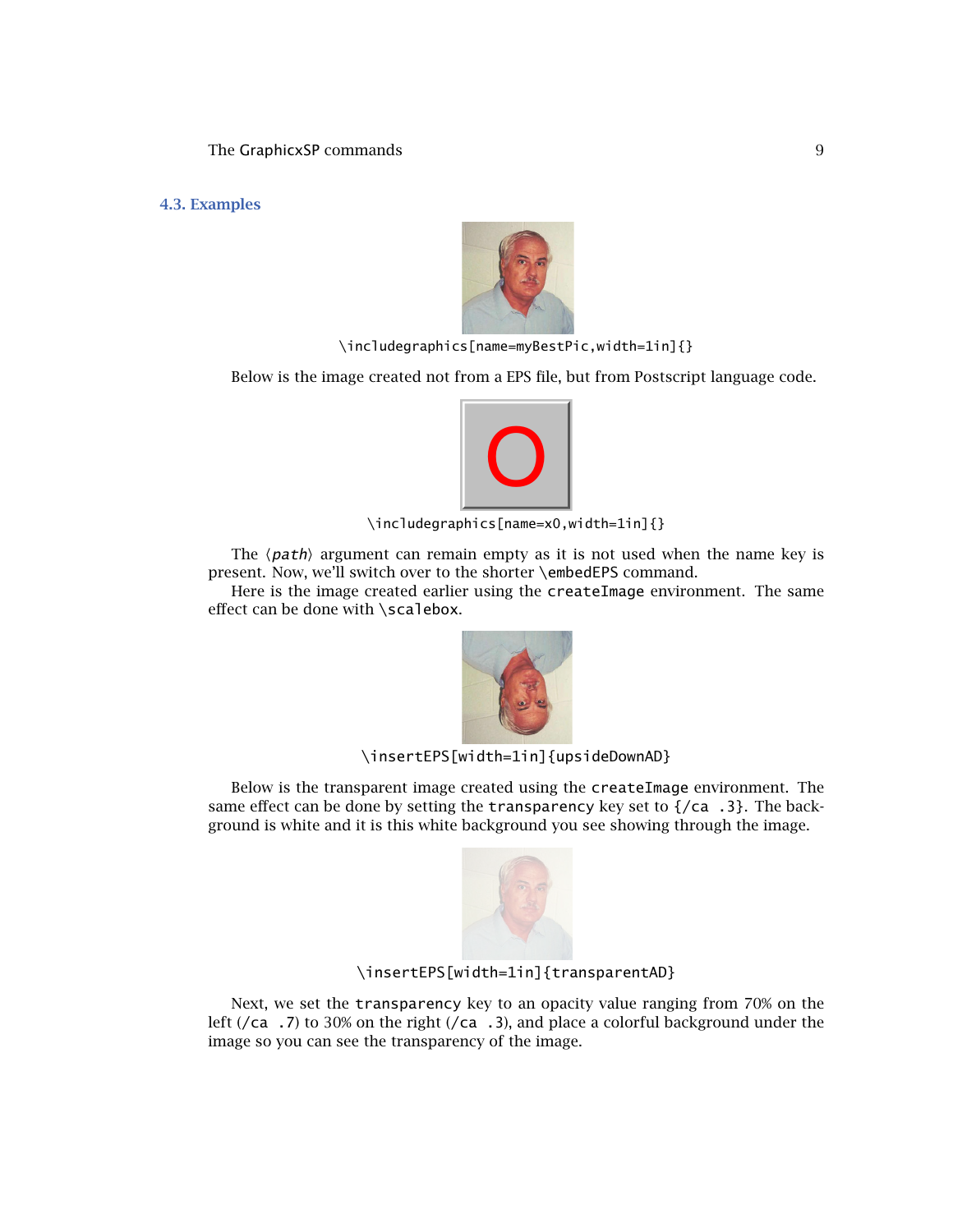### 4.3. Examples

`\includegraphics[name=myBestPic,width=1in]{}`

Below is the image created not from a EPS file, but from Postscript language code.

`\includegraphics[name=x0,width=1in]{}`

The ⟨*path*⟩ argument can remain empty as it is not used when the name key is present. Now, we'll switch over to the shorter `\embedEPS` command.

Here is the image created earlier using the `createImage` environment. The same effect can be done with `\scalebox`.

`\insertEPS[width=1in]{upsideDownAD}`

Below is the transparent image created using the `createImage` environment. The same effect can be done by setting the `transparency` key set to `{/ca .3}`. The background is white and it is this white background you see showing through the image.

`\insertEPS[width=1in]{transparentAD}`

Next, we set the `transparency` key to an opacity value ranging from 70% on the left (`/ca .7`) to 30% on the right (`/ca .3`), and place a colorful background under the image so you can see the transparency of the image.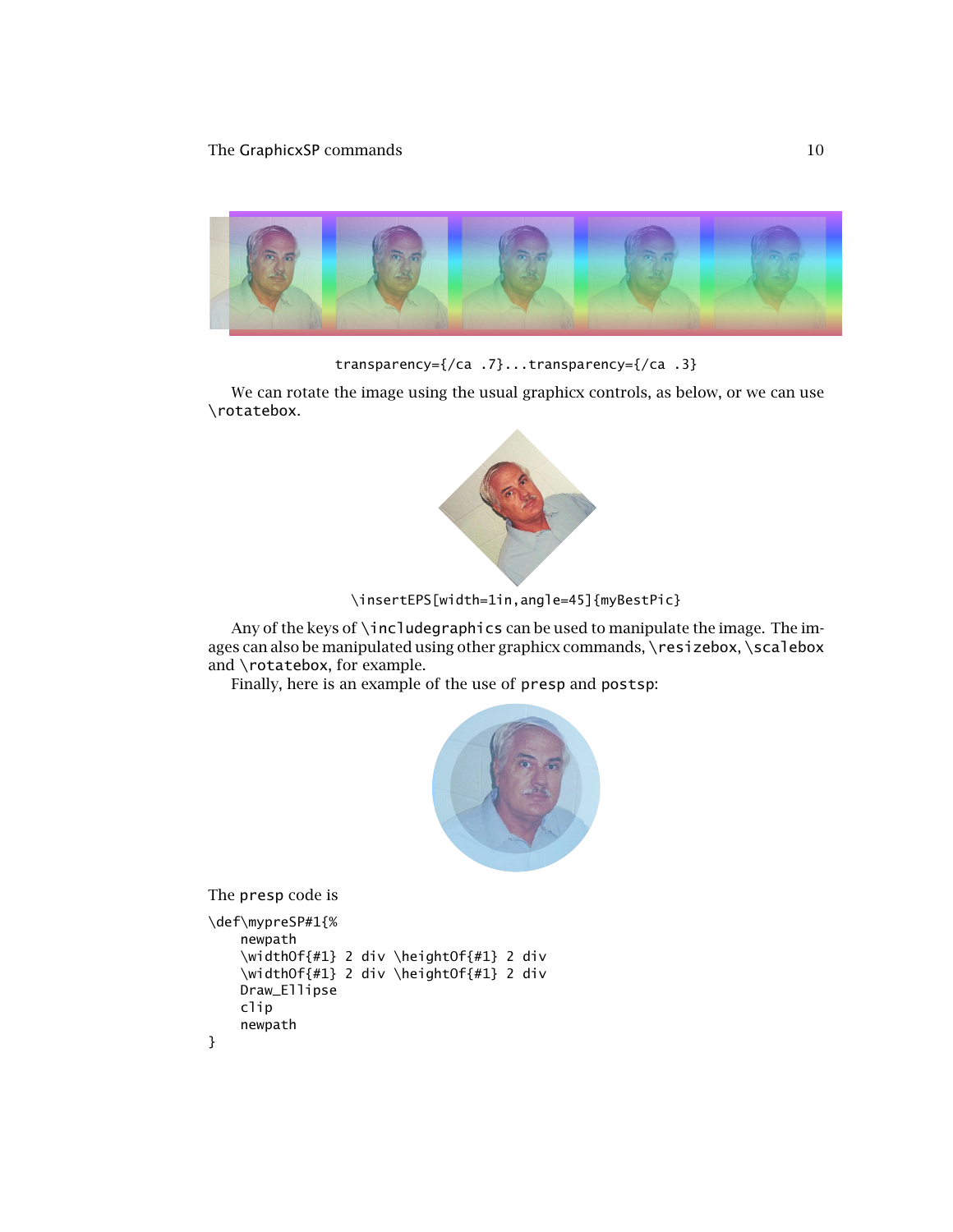`transparency={/ca .7}...transparency={/ca .3}`

We can rotate the image using the usual graphicx controls, as below, or we can use `\rotatebox`.

`\insertEPS[width=1in,angle=45]{myBestPic}`

Any of the keys of `\includegraphics` can be used to manipulate the image. The images can also be manipulated using other graphicx commands, `\resizebox`, `\scalebox` and `\rotatebox`, for example.

Finally, here is an example of the use of `presp` and `postsp`:

The `presp` code is

```
\def\mypreSP#1{%
    newpath
    \widthOf{#1} 2 div \heightOf{#1} 2 div
    \widthOf{#1} 2 div \heightOf{#1} 2 div
    Draw_Ellipse
    clip
    newpath
}
```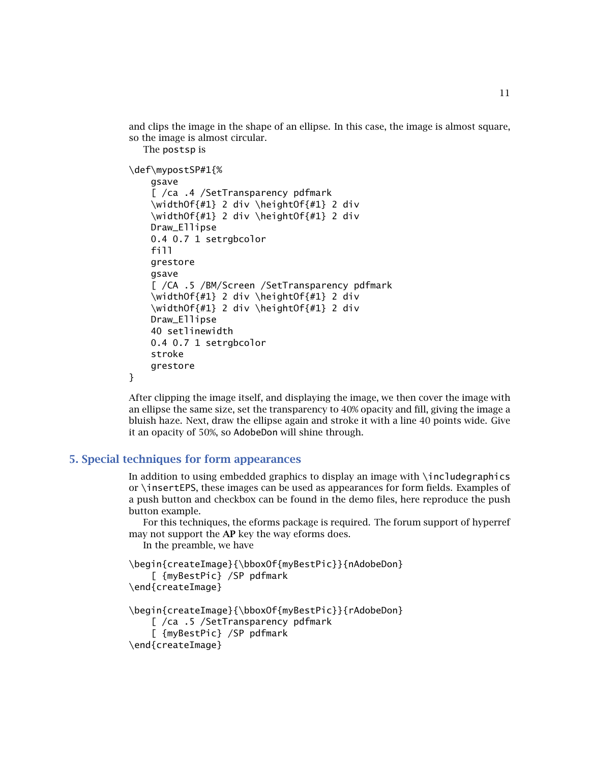and clips the image in the shape of an ellipse. In this case, the image is almost square, so the image is almost circular.

The postsp is

```
\def\mypostSP#1{%
    gsave
    [ /ca .4 /SetTransparency pdfmark
    \widthOf{#1} 2 div \heightOf{#1} 2 div
    \widthOf{#1} 2 div \heightOf{#1} 2 div
    Draw_Ellipse
    0.4 0.7 1 setrgbcolor
    fill
    grestore
    gsave
    [ /CA .5 /BM/Screen /SetTransparency pdfmark
    \widthOf{#1} 2 div \heightOf{#1} 2 div
    \widthOf{#1} 2 div \heightOf{#1} 2 div
    Draw_Ellipse
    40 setlinewidth
    0.4 0.7 1 setrgbcolor
    stroke
    grestore
}
```

After clipping the image itself, and displaying the image, we then cover the image with an ellipse the same size, set the transparency to 40% opacity and fill, giving the image a bluish haze. Next, draw the ellipse again and stroke it with a line 40 points wide. Give it an opacity of 50%, so AdobeDon will shine through.

## 5. Special techniques for form appearances

In addition to using embedded graphics to display an image with \includegraphics or \insertEPS, these images can be used as appearances for form fields. Examples of a push button and checkbox can be found in the demo files, here reproduce the push button example.

For this techniques, the eforms package is required. The forum support of hyperref may not support the **AP** key the way eforms does.

In the preamble, we have

```
\begin{createImage}{\bboxOf{myBestPic}}{nAdobeDon}
    [ {myBestPic} /SP pdfmark
\end{createImage}

\begin{createImage}{\bboxOf{myBestPic}}{rAdobeDon}
    [ /ca .5 /SetTransparency pdfmark
    [ {myBestPic} /SP pdfmark
\end{createImage}
```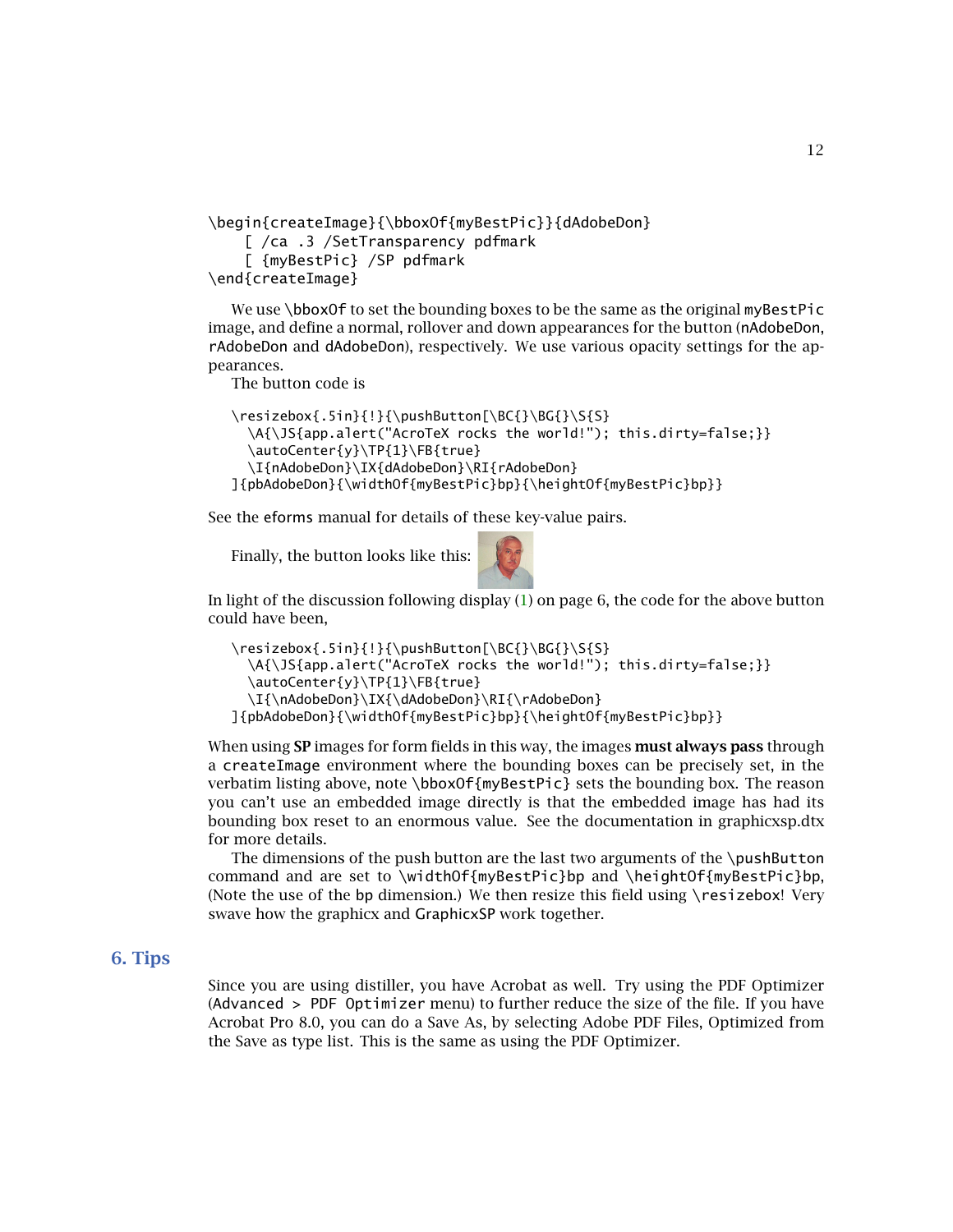```
\begin{createImage}{\bboxOf{myBestPic}}{dAdobeDon}
    [ /ca .3 /SetTransparency pdfmark
    [ {myBestPic} /SP pdfmark
\end{createImage}
```

We use `\bboxOf` to set the bounding boxes to be the same as the original `myBestPic` image, and define a normal, rollover and down appearances for the button (`nAdobeDon`, `rAdobeDon` and `dAdobeDon`), respectively. We use various opacity settings for the appearances.

The button code is

```
\resizebox{.5in}{!}{\pushButton[\BC{}\BG{}\S{S}
  \A{\JS{app.alert("AcroTeX rocks the world!"); this.dirty=false;}}
  \autoCenter{y}\TP{1}\FB{true}
  \I{nAdobeDon}\IX{dAdobeDon}\RI{rAdobeDon}
]{pbAdobeDon}{\widthOf{myBestPic}bp}{\heightOf{myBestPic}bp}}
```

See the `eforms` manual for details of these key-value pairs.

Finally, the button looks like this:

In light of the discussion following display (1) on page 6, the code for the above button could have been,

```
\resizebox{.5in}{!}{\pushButton[\BC{}\BG{}\S{S}
  \A{\JS{app.alert("AcroTeX rocks the world!"); this.dirty=false;}}
  \autoCenter{y}\TP{1}\FB{true}
  \I{\nAdobeDon}\IX{\dAdobeDon}\RI{\rAdobeDon}
]{pbAdobeDon}{\widthOf{myBestPic}bp}{\heightOf{myBestPic}bp}}
```

When using **SP** images for form fields in this way, the images **must always pass** through a `createImage` environment where the bounding boxes can be precisely set, in the verbatim listing above, note `\bboxOf{myBestPic}` sets the bounding box. The reason you can't use an embedded image directly is that the embedded image has had its bounding box reset to an enormous value. See the documentation in graphicxsp.dtx for more details.

The dimensions of the push button are the last two arguments of the `\pushButton` command and are set to `\widthOf{myBestPic}bp` and `\heightOf{myBestPic}bp`, (Note the use of the `bp` dimension.) We then resize this field using `\resizebox`! Very swave how the graphicx and GraphicxSP work together.

## 6. Tips

Since you are using distiller, you have Acrobat as well. Try using the PDF Optimizer (`Advanced > PDF Optimizer` menu) to further reduce the size of the file. If you have Acrobat Pro 8.0, you can do a Save As, by selecting Adobe PDF Files, Optimized from the Save as type list. This is the same as using the PDF Optimizer.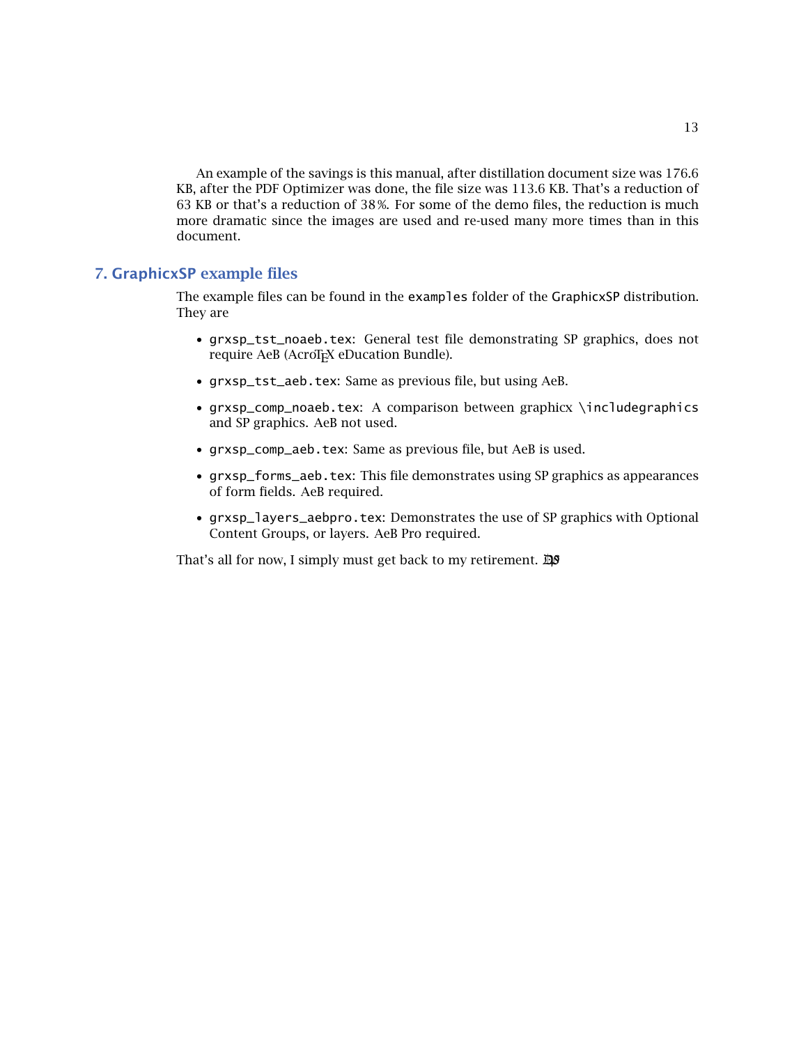An example of the savings is this manual, after distillation document size was 176.6 KB, after the PDF Optimizer was done, the file size was 113.6 KB. That's a reduction of 63 KB or that's a reduction of 38%. For some of the demo files, the reduction is much more dramatic since the images are used and re-used many more times than in this document.

## 7. GraphicxSP example files

The example files can be found in the `examples` folder of the GraphicxSP distribution. They are

- `grxsp_tst_noaeb.tex`: General test file demonstrating SP graphics, does not require AeB (AcroTEX eDucation Bundle).
- `grxsp_tst_aeb.tex`: Same as previous file, but using AeB.
- `grxsp_comp_noaeb.tex`: A comparison between graphicx `\includegraphics` and SP graphics. AeB not used.
- `grxsp_comp_aeb.tex`: Same as previous file, but AeB is used.
- `grxsp_forms_aeb.tex`: This file demonstrates using SP graphics as appearances of form fields. AeB required.
- `grxsp_layers_aebpro.tex`: Demonstrates the use of SP graphics with Optional Content Groups, or layers. AeB Pro required.

That's all for now, I simply must get back to my retirement. DS